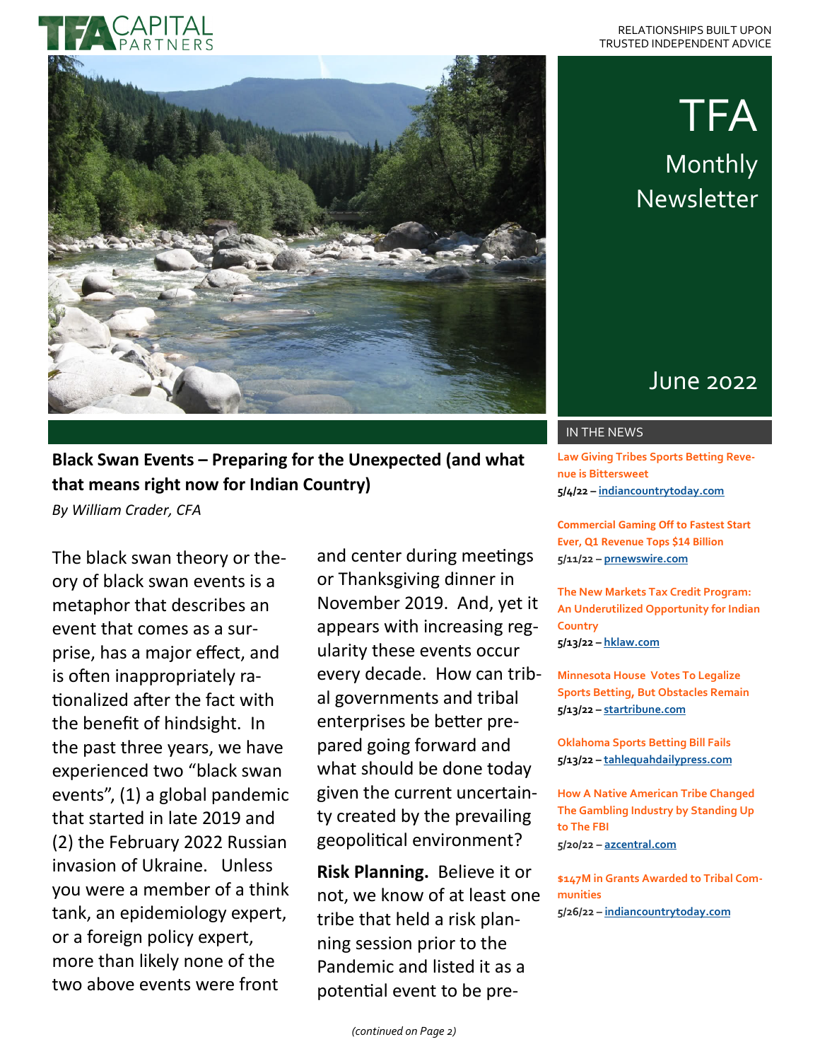TFA CAPITAL PARTNERS

RELATIONSHIPS BUILT UPON TRUSTED INDEPENDENT ADVICE

# TFA Monthly Newsletter

June 2022

## Black Swan Events – Preparing for the Unexpected (and what that means right now for Indian Country)

*By William Crader, CFA*

The black swan theory or theory of black swan events is a metaphor that describes an event that comes as a surprise, has a major effect, and is often inappropriately rationalized after the fact with the benefit of hindsight. In the past three years, we have experienced two "black swan events", (1) a global pandemic that started in late 2019 and (2) the February 2022 Russian invasion of Ukraine. Unless you were a member of a think tank, an epidemiology expert, or a foreign policy expert, more than likely none of the two above events were front and center during meetings or Thanksgiving dinner in November 2019. And, yet it appears with increasing regularity these events occur every decade. How can tribal governments and tribal enterprises be better prepared going forward and what should be done today given the current uncertainty created by the prevailing geopolitical environment?

**Risk Planning.** Believe it or not, we know of at least one tribe that held a risk planning session prior to the Pandemic and listed it as a potential event to be pre-

*(continued on Page 2)*

## IN THE NEWS

**Law Giving Tribes Sports Betting Revenue is Bittersweet**
**5/4/22 –** **indiancountrytoday.com**

**Commercial Gaming Off to Fastest Start Ever, Q1 Revenue Tops $14 Billion**
**5/11/22 –** **prnewswire.com**

**The New Markets Tax Credit Program: An Underutilized Opportunity for Indian Country**
**5/13/22 –** **hklaw.com**

**Minnesota House Votes To Legalize Sports Betting, But Obstacles Remain**
**5/13/22 –** **startribune.com**

**Oklahoma Sports Betting Bill Fails**
**5/13/22 –** **tahlequahdailypress.com**

**How A Native American Tribe Changed The Gambling Industry by Standing Up to The FBI**
**5/20/22 –** **azcentral.com**

**$147M in Grants Awarded to Tribal Communities**
**5/26/22 –** **indiancountrytoday.com**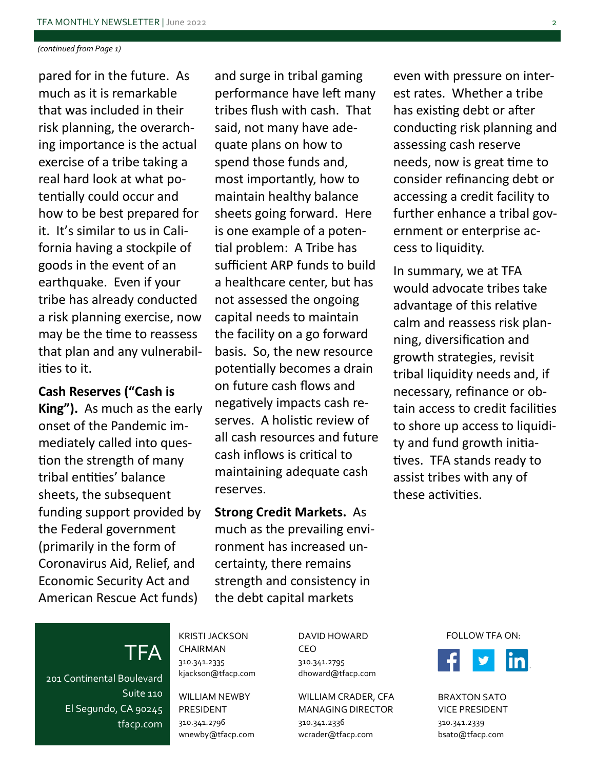*(continued from Page 1)*

pared for in the future. As much as it is remarkable that was included in their risk planning, the overarching importance is the actual exercise of a tribe taking a real hard look at what potentially could occur and how to be best prepared for it. It's similar to us in California having a stockpile of goods in the event of an earthquake. Even if your tribe has already conducted a risk planning exercise, now may be the time to reassess that plan and any vulnerabilities to it.

**Cash Reserves ("Cash is King").** As much as the early onset of the Pandemic immediately called into question the strength of many tribal entities' balance sheets, the subsequent funding support provided by the Federal government (primarily in the form of Coronavirus Aid, Relief, and Economic Security Act and American Rescue Act funds) and surge in tribal gaming performance have left many tribes flush with cash. That said, not many have adequate plans on how to spend those funds and, most importantly, how to maintain healthy balance sheets going forward. Here is one example of a potential problem: A Tribe has sufficient ARP funds to build a healthcare center, but has not assessed the ongoing capital needs to maintain the facility on a go forward basis. So, the new resource potentially becomes a drain on future cash flows and negatively impacts cash reserves. A holistic review of all cash resources and future cash inflows is critical to maintaining adequate cash reserves.

**Strong Credit Markets.** As much as the prevailing environment has increased uncertainty, there remains strength and consistency in the debt capital markets even with pressure on interest rates. Whether a tribe has existing debt or after conducting risk planning and assessing cash reserve needs, now is great time to consider refinancing debt or accessing a credit facility to further enhance a tribal government or enterprise access to liquidity.

In summary, we at TFA would advocate tribes take advantage of this relative calm and reassess risk planning, diversification and growth strategies, revisit tribal liquidity needs and, if necessary, refinance or obtain access to credit facilities to shore up access to liquidity and fund growth initiatives. TFA stands ready to assist tribes with any of these activities.

---

**TFA**
201 Continental Boulevard
Suite 110
El Segundo, CA 90245
tfacp.com

KRISTI JACKSON
CHAIRMAN
310.341.2335
kjackson@tfacp.com

WILLIAM NEWBY
PRESIDENT
310.341.2796
wnewby@tfacp.com

DAVID HOWARD
CEO
310.341.2795
dhoward@tfacp.com

WILLIAM CRADER, CFA
MANAGING DIRECTOR
310.341.2336
wcrader@tfacp.com

FOLLOW TFA ON:

BRAXTON SATO
VICE PRESIDENT
310.341.2339
bsato@tfacp.com